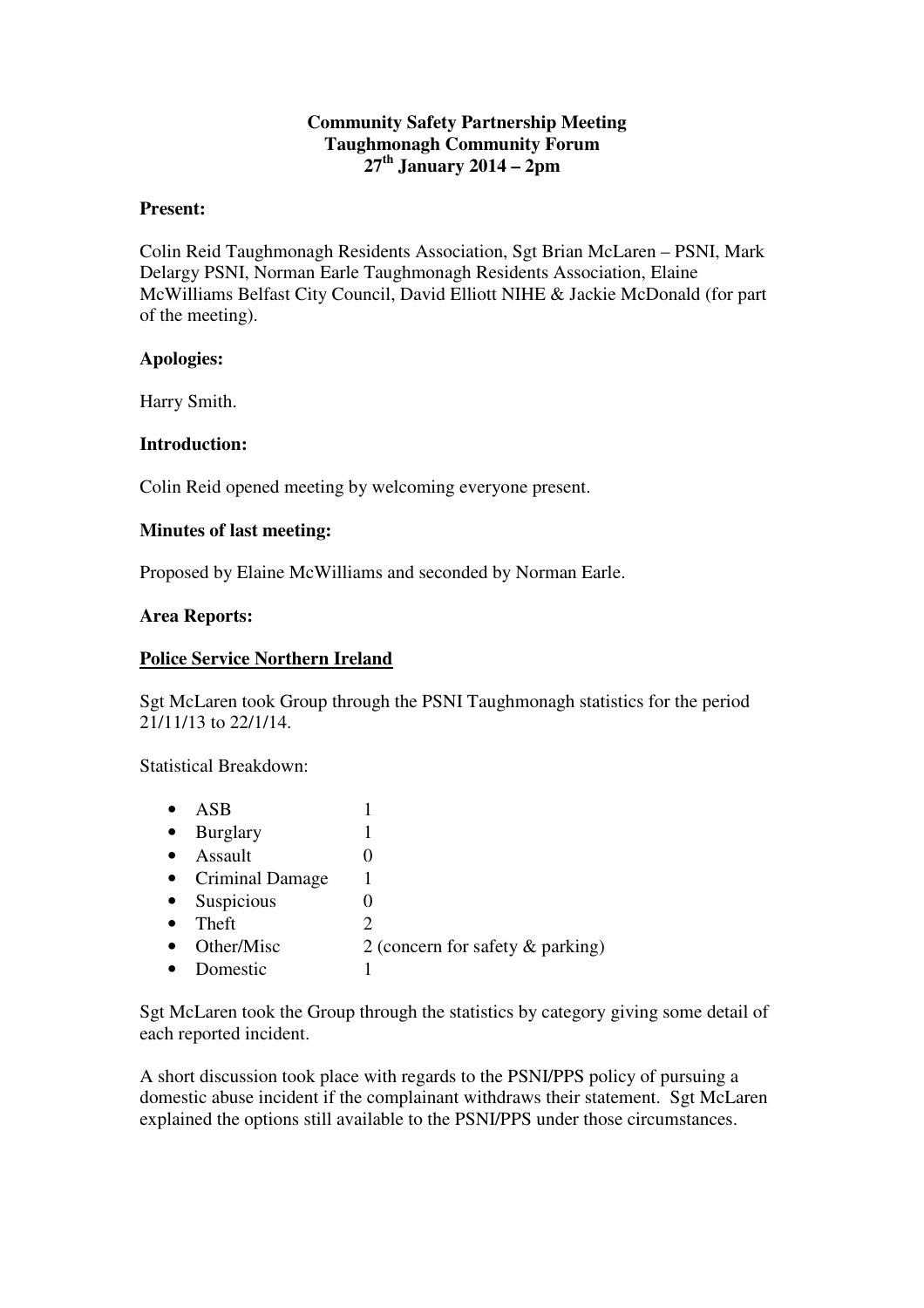**Community Safety Partnership Meeting**
**Taughmonagh Community Forum**
**27th January 2014 – 2pm**

**Present:**

Colin Reid Taughmonagh Residents Association, Sgt Brian McLaren – PSNI, Mark Delargy PSNI, Norman Earle Taughmonagh Residents Association, Elaine McWilliams Belfast City Council, David Elliott NIHE & Jackie McDonald (for part of the meeting).

**Apologies:**

Harry Smith.

**Introduction:**

Colin Reid opened meeting by welcoming everyone present.

**Minutes of last meeting:**

Proposed by Elaine McWilliams and seconded by Norman Earle.

**Area Reports:**

**Police Service Northern Ireland**

Sgt McLaren took Group through the PSNI Taughmonagh statistics for the period 21/11/13 to 22/1/14.

Statistical Breakdown:

- ASB 1
- Burglary 1
- Assault 0
- Criminal Damage 1
- Suspicious 0
- Theft 2
- Other/Misc 2 (concern for safety & parking)
- Domestic 1

Sgt McLaren took the Group through the statistics by category giving some detail of each reported incident.

A short discussion took place with regards to the PSNI/PPS policy of pursuing a domestic abuse incident if the complainant withdraws their statement. Sgt McLaren explained the options still available to the PSNI/PPS under those circumstances.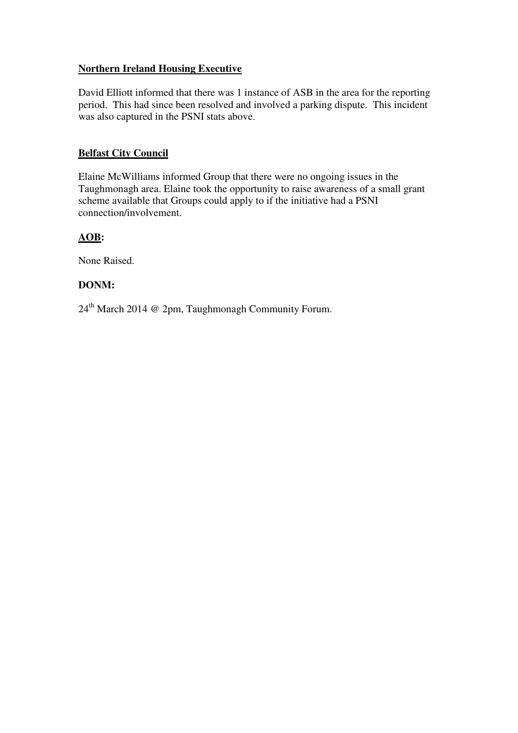**Northern Ireland Housing Executive**

David Elliott informed that there was 1 instance of ASB in the area for the reporting period. This had since been resolved and involved a parking dispute. This incident was also captured in the PSNI stats above.

**Belfast City Council**

Elaine McWilliams informed Group that there were no ongoing issues in the Taughmonagh area. Elaine took the opportunity to raise awareness of a small grant scheme available that Groups could apply to if the initiative had a PSNI connection/involvement.

**AOB:**

None Raised.

**DONM:**

24th March 2014 @ 2pm, Taughmonagh Community Forum.